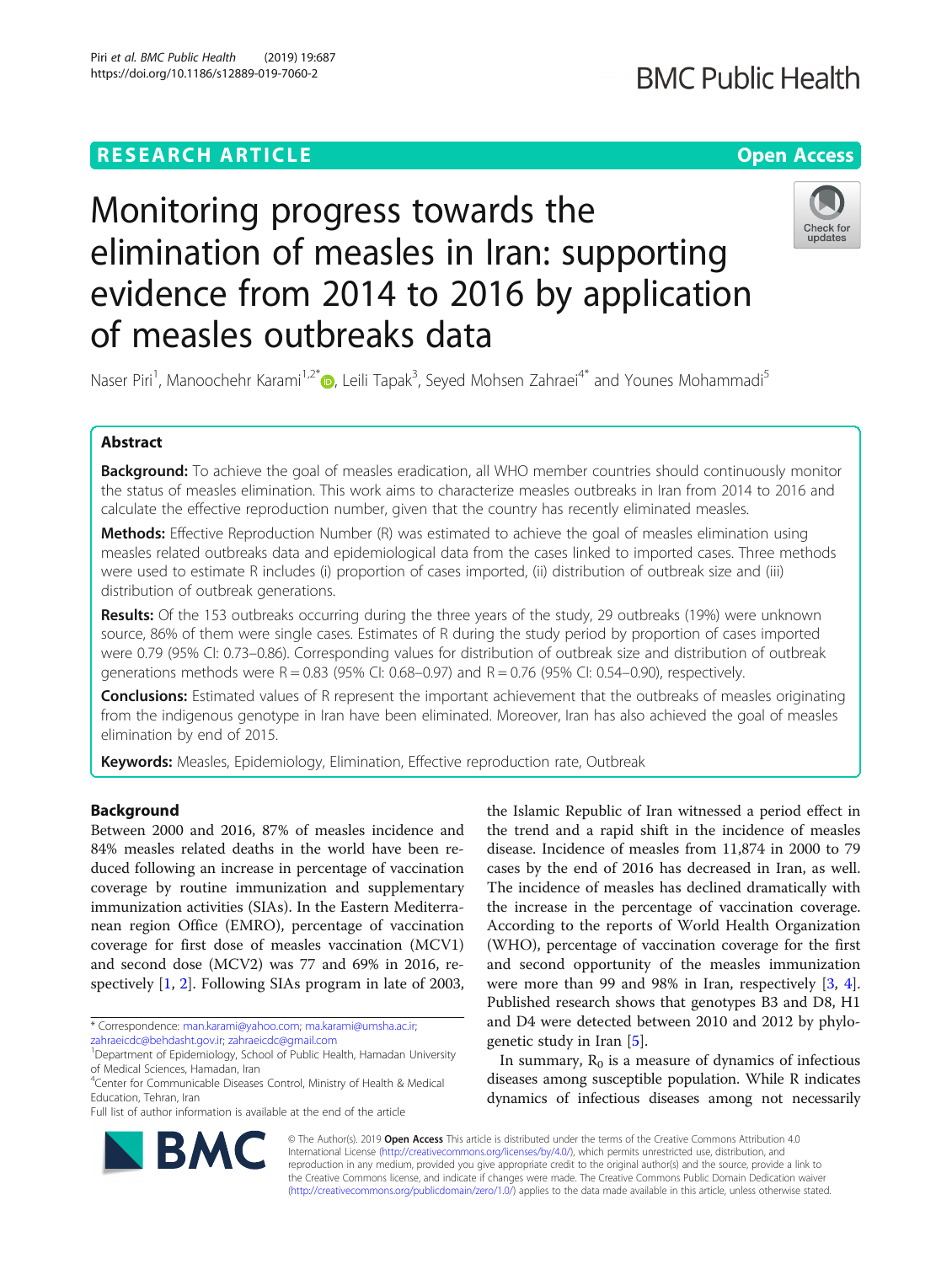# Monitoring progress towards the elimination of measles in Iran: supporting evidence from 2014 to 2016 by application of measles outbreaks data

Naser Piri[1], Manoochehr Karami[1,2*], Leili Tapak[3], Seyed Mohsen Zahraei[4*] and Younes Mohammadi[5]

## Abstract

**Background:** To achieve the goal of measles eradication, all WHO member countries should continuously monitor the status of measles elimination. This work aims to characterize measles outbreaks in Iran from 2014 to 2016 and calculate the effective reproduction number, given that the country has recently eliminated measles.

**Methods:** Effective Reproduction Number (R) was estimated to achieve the goal of measles elimination using measles related outbreaks data and epidemiological data from the cases linked to imported cases. Three methods were used to estimate R includes (i) proportion of cases imported, (ii) distribution of outbreak size and (iii) distribution of outbreak generations.

**Results:** Of the 153 outbreaks occurring during the three years of the study, 29 outbreaks (19%) were unknown source, 86% of them were single cases. Estimates of R during the study period by proportion of cases imported were 0.79 (95% CI: 0.73–0.86). Corresponding values for distribution of outbreak size and distribution of outbreak generations methods were R = 0.83 (95% CI: 0.68–0.97) and R = 0.76 (95% CI: 0.54–0.90), respectively.

**Conclusions:** Estimated values of R represent the important achievement that the outbreaks of measles originating from the indigenous genotype in Iran have been eliminated. Moreover, Iran has also achieved the goal of measles elimination by end of 2015.

**Keywords:** Measles, Epidemiology, Elimination, Effective reproduction rate, Outbreak

## Background

Between 2000 and 2016, 87% of measles incidence and 84% measles related deaths in the world have been reduced following an increase in percentage of vaccination coverage by routine immunization and supplementary immunization activities (SIAs). In the Eastern Mediterranean region Office (EMRO), percentage of vaccination coverage for first dose of measles vaccination (MCV1) and second dose (MCV2) was 77 and 69% in 2016, respectively [1, 2]. Following SIAs program in late of 2003, the Islamic Republic of Iran witnessed a period effect in the trend and a rapid shift in the incidence of measles disease. Incidence of measles from 11,874 in 2000 to 79 cases by the end of 2016 has decreased in Iran, as well. The incidence of measles has declined dramatically with the increase in the percentage of vaccination coverage. According to the reports of World Health Organization (WHO), percentage of vaccination coverage for the first and second opportunity of the measles immunization were more than 99 and 98% in Iran, respectively [3, 4]. Published research shows that genotypes B3 and D8, H1 and D4 were detected between 2010 and 2012 by phylogenetic study in Iran [5].

In summary, $R_0$ is a measure of dynamics of infectious diseases among susceptible population. While R indicates dynamics of infectious diseases among not necessarily

\* Correspondence: man.karami@yahoo.com; ma.karami@umsha.ac.ir; zahraeicdc@behdasht.gov.ir; zahraeicdc@gmail.com
[1]Department of Epidemiology, School of Public Health, Hamadan University of Medical Sciences, Hamadan, Iran
[4]Center for Communicable Diseases Control, Ministry of Health & Medical Education, Tehran, Iran
Full list of author information is available at the end of the article

© The Author(s). 2019 **Open Access** This article is distributed under the terms of the Creative Commons Attribution 4.0 International License (http://creativecommons.org/licenses/by/4.0/), which permits unrestricted use, distribution, and reproduction in any medium, provided you give appropriate credit to the original author(s) and the source, provide a link to the Creative Commons license, and indicate if changes were made. The Creative Commons Public Domain Dedication waiver (http://creativecommons.org/publicdomain/zero/1.0/) applies to the data made available in this article, unless otherwise stated.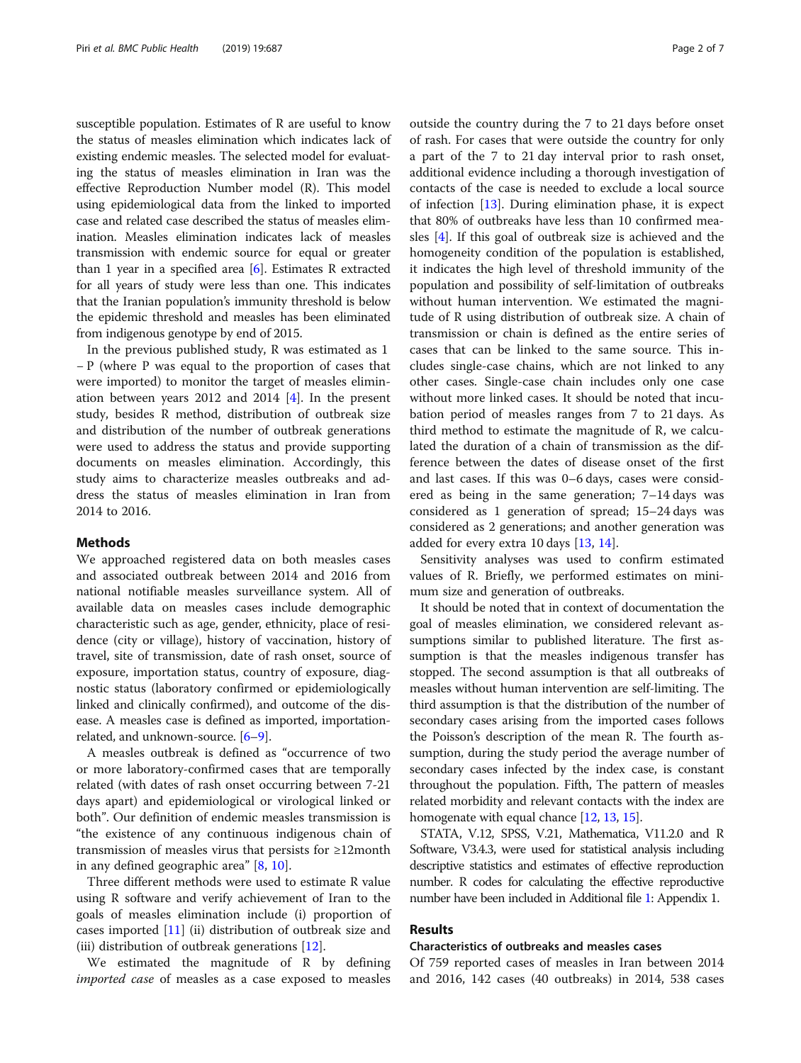susceptible population. Estimates of R are useful to know the status of measles elimination which indicates lack of existing endemic measles. The selected model for evaluating the status of measles elimination in Iran was the effective Reproduction Number model (R). This model using epidemiological data from the linked to imported case and related case described the status of measles elimination. Measles elimination indicates lack of measles transmission with endemic source for equal or greater than 1 year in a specified area [6]. Estimates R extracted for all years of study were less than one. This indicates that the Iranian population's immunity threshold is below the epidemic threshold and measles has been eliminated from indigenous genotype by end of 2015.

In the previous published study, R was estimated as 1 – P (where P was equal to the proportion of cases that were imported) to monitor the target of measles elimination between years 2012 and 2014 [4]. In the present study, besides R method, distribution of outbreak size and distribution of the number of outbreak generations were used to address the status and provide supporting documents on measles elimination. Accordingly, this study aims to characterize measles outbreaks and address the status of measles elimination in Iran from 2014 to 2016.

## Methods

We approached registered data on both measles cases and associated outbreak between 2014 and 2016 from national notifiable measles surveillance system. All of available data on measles cases include demographic characteristic such as age, gender, ethnicity, place of residence (city or village), history of vaccination, history of travel, site of transmission, date of rash onset, source of exposure, importation status, country of exposure, diagnostic status (laboratory confirmed or epidemiologically linked and clinically confirmed), and outcome of the disease. A measles case is defined as imported, importation-related, and unknown-source. [6–9].

A measles outbreak is defined as "occurrence of two or more laboratory-confirmed cases that are temporally related (with dates of rash onset occurring between 7-21 days apart) and epidemiological or virological linked or both". Our definition of endemic measles transmission is "the existence of any continuous indigenous chain of transmission of measles virus that persists for ≥12month in any defined geographic area" [8, 10].

Three different methods were used to estimate R value using R software and verify achievement of Iran to the goals of measles elimination include (i) proportion of cases imported [11] (ii) distribution of outbreak size and (iii) distribution of outbreak generations [12].

We estimated the magnitude of R by defining *imported case* of measles as a case exposed to measles outside the country during the 7 to 21 days before onset of rash. For cases that were outside the country for only a part of the 7 to 21 day interval prior to rash onset, additional evidence including a thorough investigation of contacts of the case is needed to exclude a local source of infection [13]. During elimination phase, it is expect that 80% of outbreaks have less than 10 confirmed measles [4]. If this goal of outbreak size is achieved and the homogeneity condition of the population is established, it indicates the high level of threshold immunity of the population and possibility of self-limitation of outbreaks without human intervention. We estimated the magnitude of R using distribution of outbreak size. A chain of transmission or chain is defined as the entire series of cases that can be linked to the same source. This includes single-case chains, which are not linked to any other cases. Single-case chain includes only one case without more linked cases. It should be noted that incubation period of measles ranges from 7 to 21 days. As third method to estimate the magnitude of R, we calculated the duration of a chain of transmission as the difference between the dates of disease onset of the first and last cases. If this was 0–6 days, cases were considered as being in the same generation; 7–14 days was considered as 1 generation of spread; 15–24 days was considered as 2 generations; and another generation was added for every extra 10 days [13, 14].

Sensitivity analyses was used to confirm estimated values of R. Briefly, we performed estimates on minimum size and generation of outbreaks.

It should be noted that in context of documentation the goal of measles elimination, we considered relevant assumptions similar to published literature. The first assumption is that the measles indigenous transfer has stopped. The second assumption is that all outbreaks of measles without human intervention are self-limiting. The third assumption is that the distribution of the number of secondary cases arising from the imported cases follows the Poisson's description of the mean R. The fourth assumption, during the study period the average number of secondary cases infected by the index case, is constant throughout the population. Fifth, The pattern of measles related morbidity and relevant contacts with the index are homogenate with equal chance [12, 13, 15].

STATA, V.12, SPSS, V.21, Mathematica, V11.2.0 and R Software, V3.4.3, were used for statistical analysis including descriptive statistics and estimates of effective reproduction number. R codes for calculating the effective reproductive number have been included in Additional file 1: Appendix 1.

## Results

### Characteristics of outbreaks and measles cases

Of 759 reported cases of measles in Iran between 2014 and 2016, 142 cases (40 outbreaks) in 2014, 538 cases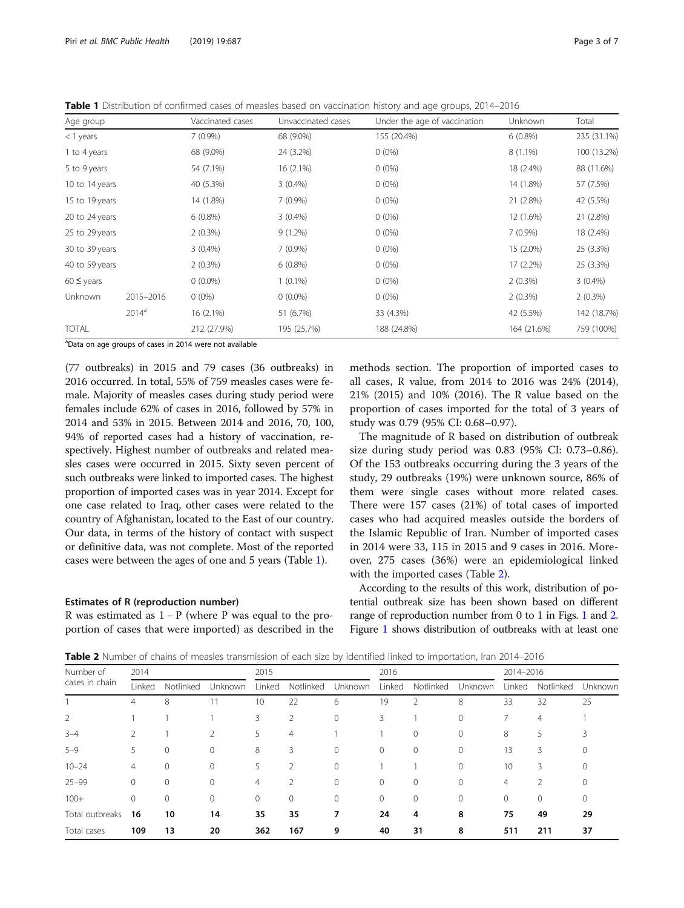**Table 1** Distribution of confirmed cases of measles based on vaccination history and age groups, 2014–2016

| Age group | | Vaccinated cases | Unvaccinated cases | Under the age of vaccination | Unknown | Total |
|---|---|---|---|---|---|---|
| < 1 years | | 7 (0.9%) | 68 (9.0%) | 155 (20.4%) | 6 (0.8%) | 235 (31.1%) |
| 1 to 4 years | | 68 (9.0%) | 24 (3.2%) | 0 (0%) | 8 (1.1%) | 100 (13.2%) |
| 5 to 9 years | | 54 (7.1%) | 16 (2.1%) | 0 (0%) | 18 (2.4%) | 88 (11.6%) |
| 10 to 14 years | | 40 (5.3%) | 3 (0.4%) | 0 (0%) | 14 (1.8%) | 57 (7.5%) |
| 15 to 19 years | | 14 (1.8%) | 7 (0.9%) | 0 (0%) | 21 (2.8%) | 42 (5.5%) |
| 20 to 24 years | | 6 (0.8%) | 3 (0.4%) | 0 (0%) | 12 (1.6%) | 21 (2.8%) |
| 25 to 29 years | | 2 (0.3%) | 9 (1.2%) | 0 (0%) | 7 (0.9%) | 18 (2.4%) |
| 30 to 39 years | | 3 (0.4%) | 7 (0.9%) | 0 (0%) | 15 (2.0%) | 25 (3.3%) |
| 40 to 59 years | | 2 (0.3%) | 6 (0.8%) | 0 (0%) | 17 (2.2%) | 25 (3.3%) |
| 60 ≤ years | | 0 (0.0%) | 1 (0.1%) | 0 (0%) | 2 (0.3%) | 3 (0.4%) |
| Unknown | 2015–2016 | 0 (0%) | 0 (0.0%) | 0 (0%) | 2 (0.3%) | 2 (0.3%) |
| | 2014[a] | 16 (2.1%) | 51 (6.7%) | 33 (4.3%) | 42 (5.5%) | 142 (18.7%) |
| TOTAL | | 212 (27.9%) | 195 (25.7%) | 188 (24.8%) | 164 (21.6%) | 759 (100%) |

[a]Data on age groups of cases in 2014 were not available

(77 outbreaks) in 2015 and 79 cases (36 outbreaks) in 2016 occurred. In total, 55% of 759 measles cases were female. Majority of measles cases during study period were females include 62% of cases in 2016, followed by 57% in 2014 and 53% in 2015. Between 2014 and 2016, 70, 100, 94% of reported cases had a history of vaccination, respectively. Highest number of outbreaks and related measles cases were occurred in 2015. Sixty seven percent of such outbreaks were linked to imported cases. The highest proportion of imported cases was in year 2014. Except for one case related to Iraq, other cases were related to the country of Afghanistan, located to the East of our country. Our data, in terms of the history of contact with suspect or definitive data, was not complete. Most of the reported cases were between the ages of one and 5 years (Table 1).

### Estimates of R (reproduction number)

R was estimated as 1 – P (where P was equal to the proportion of cases that were imported) as described in the methods section. The proportion of imported cases to all cases, R value, from 2014 to 2016 was 24% (2014), 21% (2015) and 10% (2016). The R value based on the proportion of cases imported for the total of 3 years of study was 0.79 (95% CI: 0.68–0.97).

The magnitude of R based on distribution of outbreak size during study period was 0.83 (95% CI: 0.73–0.86). Of the 153 outbreaks occurring during the 3 years of the study, 29 outbreaks (19%) were unknown source, 86% of them were single cases without more related cases. There were 157 cases (21%) of total cases of imported cases who had acquired measles outside the borders of the Islamic Republic of Iran. Number of imported cases in 2014 were 33, 115 in 2015 and 9 cases in 2016. Moreover, 275 cases (36%) were an epidemiological linked with the imported cases (Table 2).

According to the results of this work, distribution of potential outbreak size has been shown based on different range of reproduction number from 0 to 1 in Figs. 1 and 2. Figure 1 shows distribution of outbreaks with at least one

**Table 2** Number of chains of measles transmission of each size by identified linked to importation, Iran 2014–2016

| Number of cases in chain | 2014 | | | 2015 | | | 2016 | | | 2014–2016 | | |
|---|---|---|---|---|---|---|---|---|---|---|---|---|
| | Linked | Notlinked | Unknown | Linked | Notlinked | Unknown | Linked | Notlinked | Unknown | Linked | Notlinked | Unknown |
| 1 | 4 | 8 | 11 | 10 | 22 | 6 | 19 | 2 | 8 | 33 | 32 | 25 |
| 2 | 1 | 1 | 1 | 3 | 2 | 0 | 3 | 1 | 0 | 7 | 4 | 1 |
| 3–4 | 2 | 1 | 2 | 5 | 4 | 1 | 1 | 0 | 0 | 8 | 5 | 3 |
| 5–9 | 5 | 0 | 0 | 8 | 3 | 0 | 0 | 0 | 0 | 13 | 3 | 0 |
| 10–24 | 4 | 0 | 0 | 5 | 2 | 0 | 1 | 1 | 0 | 10 | 3 | 0 |
| 25–99 | 0 | 0 | 0 | 4 | 2 | 0 | 0 | 0 | 0 | 4 | 2 | 0 |
| 100+ | 0 | 0 | 0 | 0 | 0 | 0 | 0 | 0 | 0 | 0 | 0 | 0 |
| Total outbreaks | **16** | **10** | **14** | **35** | **35** | **7** | **24** | **4** | **8** | **75** | **49** | **29** |
| Total cases | **109** | **13** | **20** | **362** | **167** | **9** | **40** | **31** | **8** | **511** | **211** | **37** |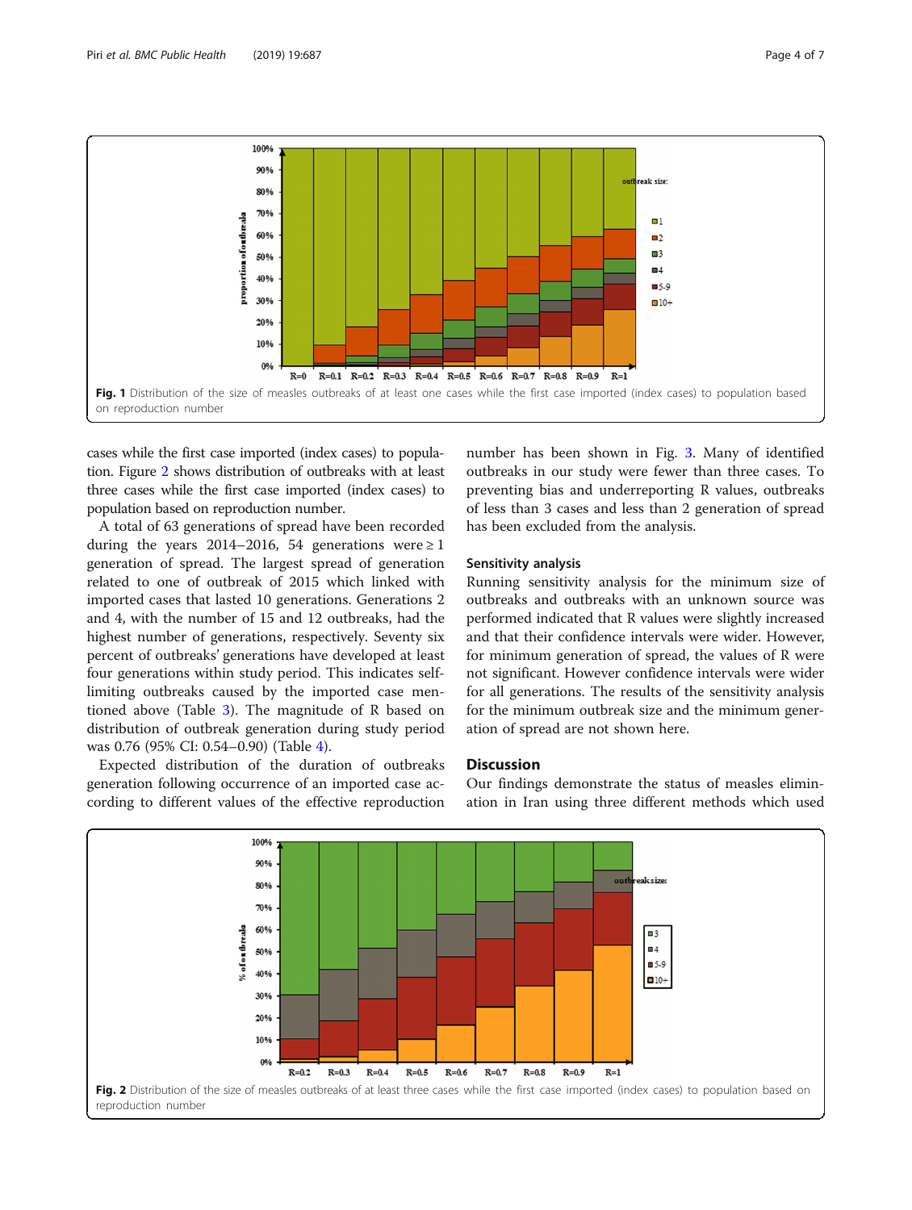**Fig. 1** Distribution of the size of measles outbreaks of at least one cases while the first case imported (index cases) to population based on reproduction number

cases while the first case imported (index cases) to population. Figure 2 shows distribution of outbreaks with at least three cases while the first case imported (index cases) to population based on reproduction number.

A total of 63 generations of spread have been recorded during the years 2014–2016, 54 generations were ≥ 1 generation of spread. The largest spread of generation related to one of outbreak of 2015 which linked with imported cases that lasted 10 generations. Generations 2 and 4, with the number of 15 and 12 outbreaks, had the highest number of generations, respectively. Seventy six percent of outbreaks' generations have developed at least four generations within study period. This indicates self-limiting outbreaks caused by the imported case mentioned above (Table 3). The magnitude of R based on distribution of outbreak generation during study period was 0.76 (95% CI: 0.54–0.90) (Table 4).

Expected distribution of the duration of outbreaks generation following occurrence of an imported case according to different values of the effective reproduction number has been shown in Fig. 3. Many of identified outbreaks in our study were fewer than three cases. To preventing bias and underreporting R values, outbreaks of less than 3 cases and less than 2 generation of spread has been excluded from the analysis.

### Sensitivity analysis

Running sensitivity analysis for the minimum size of outbreaks and outbreaks with an unknown source was performed indicated that R values were slightly increased and that their confidence intervals were wider. However, for minimum generation of spread, the values of R were not significant. However confidence intervals were wider for all generations. The results of the sensitivity analysis for the minimum outbreak size and the minimum generation of spread are not shown here.

## Discussion

Our findings demonstrate the status of measles elimination in Iran using three different methods which used

**Fig. 2** Distribution of the size of measles outbreaks of at least three cases while the first case imported (index cases) to population based on reproduction number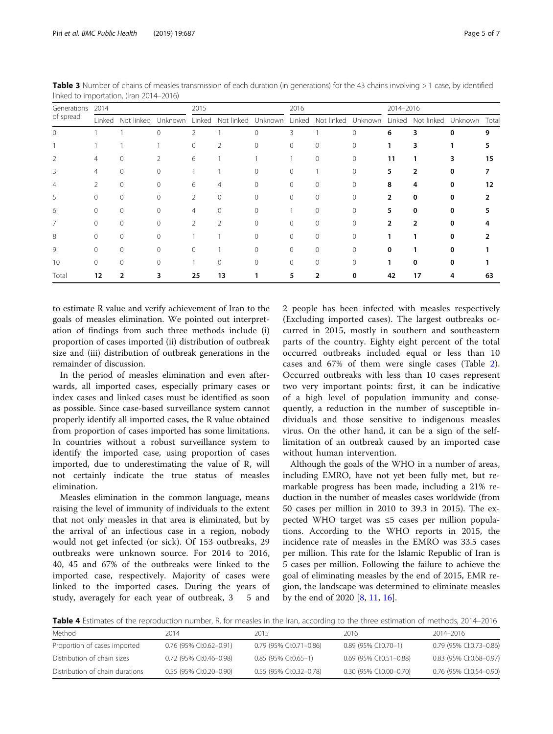**Table 3** Number of chains of measles transmission of each duration (in generations) for the 43 chains involving > 1 case, by identified linked to importation, (Iran 2014–2016)

| Generations of spread | 2014 | | | 2015 | | | 2016 | | | 2014–2016 | | | |
|---|---|---|---|---|---|---|---|---|---|---|---|---|---|
| | Linked | Not linked | Unknown | Linked | Not linked | Unknown | Linked | Not linked | Unknown | Linked | Not linked | Unknown | Total |
| 0 | 1 | 1 | 0 | 2 | 1 | 0 | 3 | 1 | 0 | **6** | **3** | **0** | **9** |
| 1 | 1 | 1 | 1 | 0 | 2 | 0 | 0 | 0 | 0 | **1** | **3** | **1** | **5** |
| 2 | 4 | 0 | 2 | 6 | 1 | 1 | 1 | 0 | 0 | **11** | **1** | **3** | **15** |
| 3 | 4 | 0 | 0 | 1 | 1 | 0 | 0 | 1 | 0 | **5** | **2** | **0** | **7** |
| 4 | 2 | 0 | 0 | 6 | 4 | 0 | 0 | 0 | 0 | **8** | **4** | **0** | **12** |
| 5 | 0 | 0 | 0 | 2 | 0 | 0 | 0 | 0 | 0 | **2** | **0** | **0** | **2** |
| 6 | 0 | 0 | 0 | 4 | 0 | 0 | 1 | 0 | 0 | **5** | **0** | **0** | **5** |
| 7 | 0 | 0 | 0 | 2 | 2 | 0 | 0 | 0 | 0 | **2** | **2** | **0** | **4** |
| 8 | 0 | 0 | 0 | 1 | 1 | 0 | 0 | 0 | 0 | **1** | **1** | **0** | **2** |
| 9 | 0 | 0 | 0 | 0 | 1 | 0 | 0 | 0 | 0 | **0** | **1** | **0** | **1** |
| 10 | 0 | 0 | 0 | 1 | 0 | 0 | 0 | 0 | 0 | **1** | **0** | **0** | **1** |
| Total | **12** | **2** | **3** | **25** | **13** | **1** | **5** | **2** | **0** | **42** | **17** | **4** | **63** |

to estimate R value and verify achievement of Iran to the goals of measles elimination. We pointed out interpretation of findings from such three methods include (i) proportion of cases imported (ii) distribution of outbreak size and (iii) distribution of outbreak generations in the remainder of discussion.

In the period of measles elimination and even afterwards, all imported cases, especially primary cases or index cases and linked cases must be identified as soon as possible. Since case-based surveillance system cannot properly identify all imported cases, the R value obtained from proportion of cases imported has some limitations. In countries without a robust surveillance system to identify the imported case, using proportion of cases imported, due to underestimating the value of R, will not certainly indicate the true status of measles elimination.

Measles elimination in the common language, means raising the level of immunity of individuals to the extent that not only measles in that area is eliminated, but by the arrival of an infectious case in a region, nobody would not get infected (or sick). Of 153 outbreaks, 29 outbreaks were unknown source. For 2014 to 2016, 40, 45 and 67% of the outbreaks were linked to the imported case, respectively. Majority of cases were linked to the imported cases. During the years of study, averagely for each year of outbreak, 3 5 and 2 people has been infected with measles respectively (Excluding imported cases). The largest outbreaks occurred in 2015, mostly in southern and southeastern parts of the country. Eighty eight percent of the total occurred outbreaks included equal or less than 10 cases and 67% of them were single cases (Table 2). Occurred outbreaks with less than 10 cases represent two very important points: first, it can be indicative of a high level of population immunity and consequently, a reduction in the number of susceptible individuals and those sensitive to indigenous measles virus. On the other hand, it can be a sign of the self-limitation of an outbreak caused by an imported case without human intervention.

Although the goals of the WHO in a number of areas, including EMRO, have not yet been fully met, but remarkable progress has been made, including a 21% reduction in the number of measles cases worldwide (from 50 cases per million in 2010 to 39.3 in 2015). The expected WHO target was ≤5 cases per million populations. According to the WHO reports in 2015, the incidence rate of measles in the EMRO was 33.5 cases per million. This rate for the Islamic Republic of Iran is 5 cases per million. Following the failure to achieve the goal of eliminating measles by the end of 2015, EMR region, the landscape was determined to eliminate measles by the end of 2020 [8, 11, 16].

**Table 4** Estimates of the reproduction number, R, for measles in the Iran, according to the three estimation of methods, 2014–2016

| Method | 2014 | 2015 | 2016 | 2014–2016 |
|---|---|---|---|---|
| Proportion of cases imported | 0.76 (95% CI:0.62–0.91) | 0.79 (95% CI:0.71–0.86) | 0.89 (95% CI:0.70–1) | 0.79 (95% CI:0.73–0.86) |
| Distribution of chain sizes | 0.72 (95% CI:0.46–0.98) | 0.85 (95% CI:0.65–1) | 0.69 (95% CI:0.51–0.88) | 0.83 (95% CI:0.68–0.97) |
| Distribution of chain durations | 0.55 (95% CI:0.20–0.90) | 0.55 (95% CI:0.32–0.78) | 0.30 (95% CI:0.00–0.70) | 0.76 (95% CI:0.54–0.90) |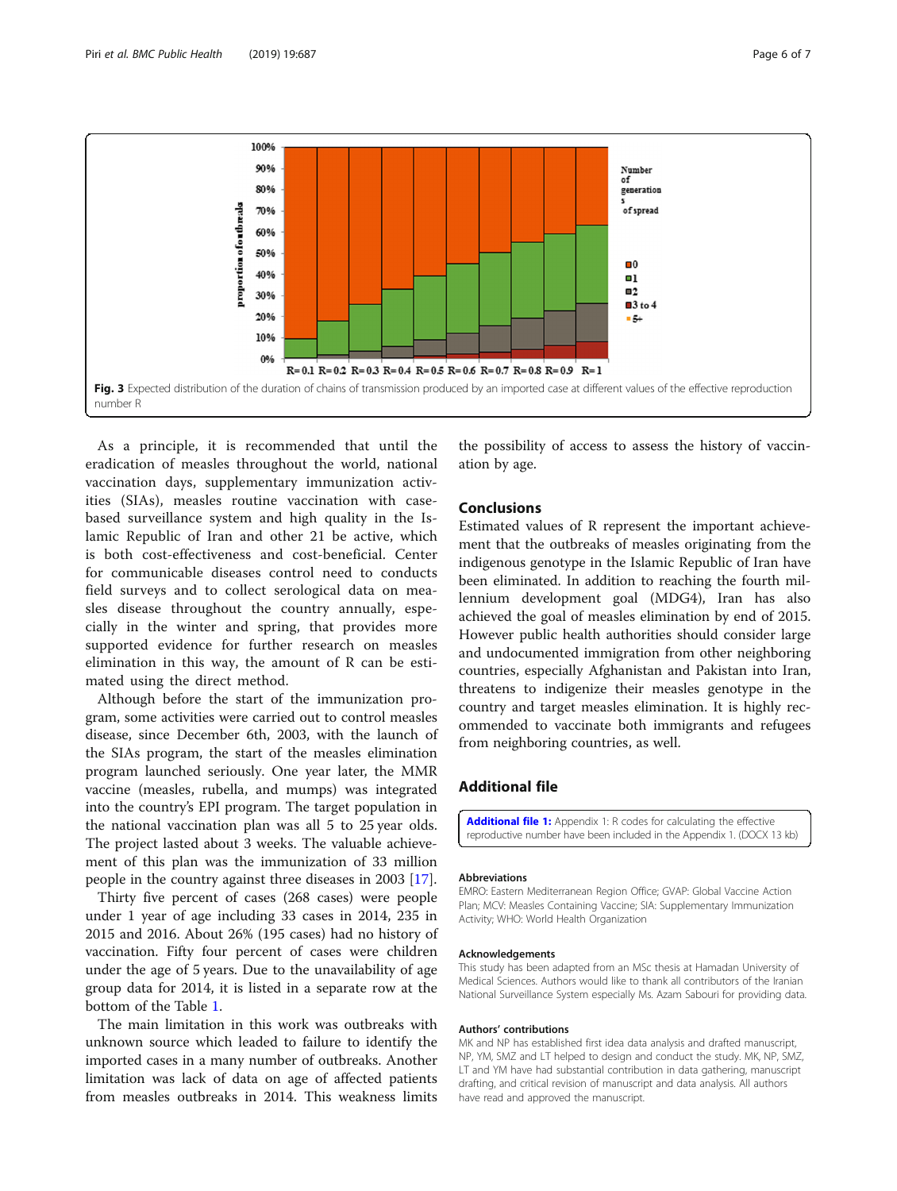Fig. 3 Expected distribution of the duration of chains of transmission produced by an imported case at different values of the effective reproduction number R

As a principle, it is recommended that until the eradication of measles throughout the world, national vaccination days, supplementary immunization activities (SIAs), measles routine vaccination with case-based surveillance system and high quality in the Islamic Republic of Iran and other 21 be active, which is both cost-effectiveness and cost-beneficial. Center for communicable diseases control need to conducts field surveys and to collect serological data on measles disease throughout the country annually, especially in the winter and spring, that provides more supported evidence for further research on measles elimination in this way, the amount of R can be estimated using the direct method.

Although before the start of the immunization program, some activities were carried out to control measles disease, since December 6th, 2003, with the launch of the SIAs program, the start of the measles elimination program launched seriously. One year later, the MMR vaccine (measles, rubella, and mumps) was integrated into the country's EPI program. The target population in the national vaccination plan was all 5 to 25 year olds. The project lasted about 3 weeks. The valuable achievement of this plan was the immunization of 33 million people in the country against three diseases in 2003 [17].

Thirty five percent of cases (268 cases) were people under 1 year of age including 33 cases in 2014, 235 in 2015 and 2016. About 26% (195 cases) had no history of vaccination. Fifty four percent of cases were children under the age of 5 years. Due to the unavailability of age group data for 2014, it is listed in a separate row at the bottom of the Table 1.

The main limitation in this work was outbreaks with unknown source which leaded to failure to identify the imported cases in a many number of outbreaks. Another limitation was lack of data on age of affected patients from measles outbreaks in 2014. This weakness limits the possibility of access to assess the history of vaccination by age.

## Conclusions

Estimated values of R represent the important achievement that the outbreaks of measles originating from the indigenous genotype in the Islamic Republic of Iran have been eliminated. In addition to reaching the fourth millennium development goal (MDG4), Iran has also achieved the goal of measles elimination by end of 2015. However public health authorities should consider large and undocumented immigration from other neighboring countries, especially Afghanistan and Pakistan into Iran, threatens to indigenize their measles genotype in the country and target measles elimination. It is highly recommended to vaccinate both immigrants and refugees from neighboring countries, as well.

## Additional file

**Additional file 1:** Appendix 1: R codes for calculating the effective reproductive number have been included in the Appendix 1. (DOCX 13 kb)

### Abbreviations

EMRO: Eastern Mediterranean Region Office; GVAP: Global Vaccine Action Plan; MCV: Measles Containing Vaccine; SIA: Supplementary Immunization Activity; WHO: World Health Organization

### Acknowledgements

This study has been adapted from an MSc thesis at Hamadan University of Medical Sciences. Authors would like to thank all contributors of the Iranian National Surveillance System especially Ms. Azam Sabouri for providing data.

### Authors' contributions

MK and NP has established first idea data analysis and drafted manuscript, NP, YM, SMZ and LT helped to design and conduct the study. MK, NP, SMZ, LT and YM have had substantial contribution in data gathering, manuscript drafting, and critical revision of manuscript and data analysis. All authors have read and approved the manuscript.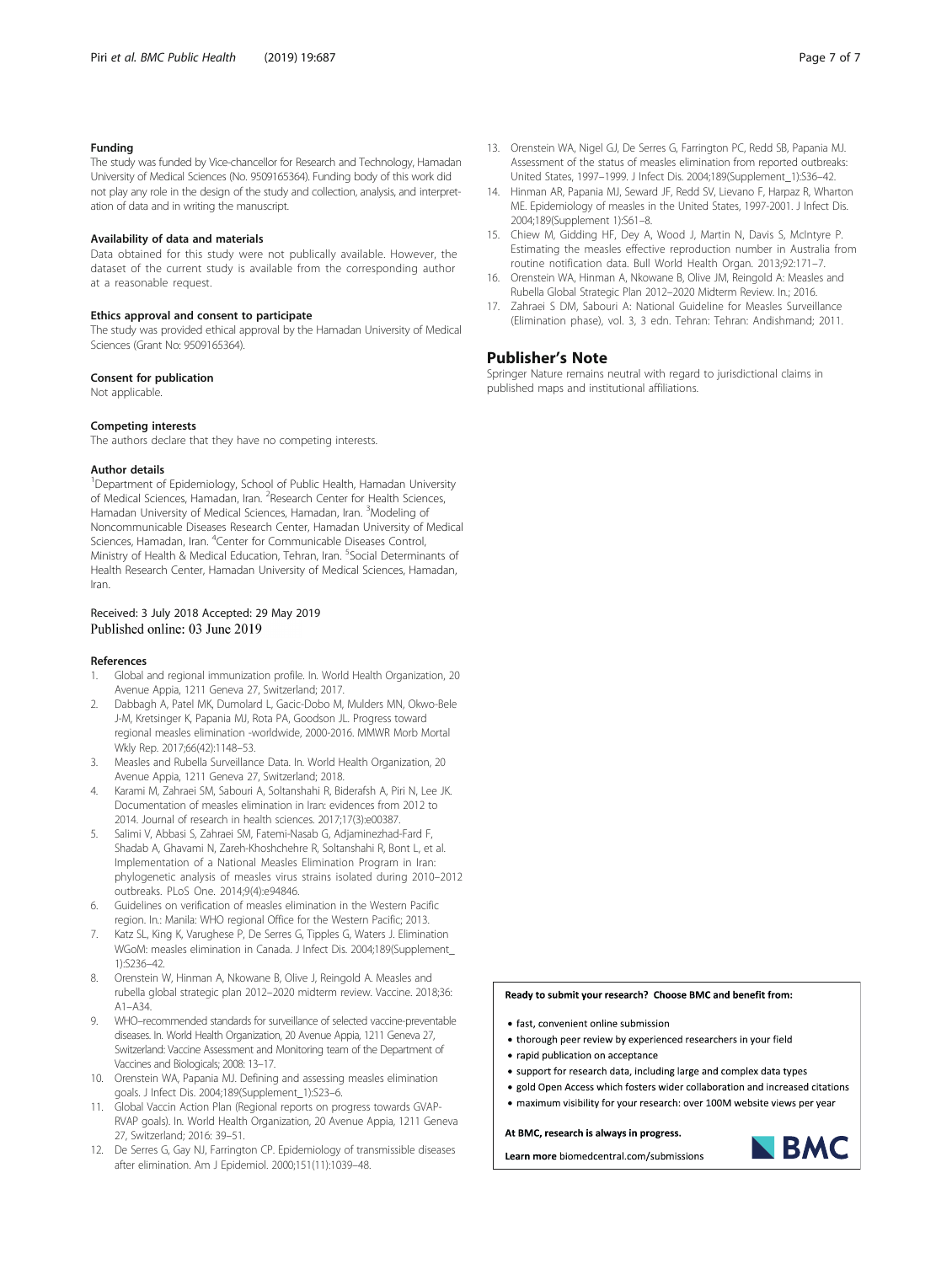### Funding

The study was funded by Vice-chancellor for Research and Technology, Hamadan University of Medical Sciences (No. 9509165364). Funding body of this work did not play any role in the design of the study and collection, analysis, and interpretation of data and in writing the manuscript.

### Availability of data and materials

Data obtained for this study were not publically available. However, the dataset of the current study is available from the corresponding author at a reasonable request.

### Ethics approval and consent to participate

The study was provided ethical approval by the Hamadan University of Medical Sciences (Grant No: 9509165364).

### Consent for publication

Not applicable.

### Competing interests

The authors declare that they have no competing interests.

### Author details

[1]Department of Epidemiology, School of Public Health, Hamadan University of Medical Sciences, Hamadan, Iran. [2]Research Center for Health Sciences, Hamadan University of Medical Sciences, Hamadan, Iran. [3]Modeling of Noncommunicable Diseases Research Center, Hamadan University of Medical Sciences, Hamadan, Iran. [4]Center for Communicable Diseases Control, Ministry of Health & Medical Education, Tehran, Iran. [5]Social Determinants of Health Research Center, Hamadan University of Medical Sciences, Hamadan, Iran.

Received: 3 July 2018 Accepted: 29 May 2019
Published online: 03 June 2019

### References

1. Global and regional immunization profile. In. World Health Organization, 20 Avenue Appia, 1211 Geneva 27, Switzerland; 2017.
2. Dabbagh A, Patel MK, Dumolard L, Gacic-Dobo M, Mulders MN, Okwo-Bele J-M, Kretsinger K, Papania MJ, Rota PA, Goodson JL. Progress toward regional measles elimination -worldwide, 2000-2016. MMWR Morb Mortal Wkly Rep. 2017;66(42):1148–53.
3. Measles and Rubella Surveillance Data. In. World Health Organization, 20 Avenue Appia, 1211 Geneva 27, Switzerland; 2018.
4. Karami M, Zahraei SM, Sabouri A, Soltanshahi R, Biderafsh A, Piri N, Lee JK. Documentation of measles elimination in Iran: evidences from 2012 to 2014. Journal of research in health sciences. 2017;17(3):e00387.
5. Salimi V, Abbasi S, Zahraei SM, Fatemi-Nasab G, Adjaminezhad-Fard F, Shadab A, Ghavami N, Zareh-Khoshchehre R, Soltanshahi R, Bont L, et al. Implementation of a National Measles Elimination Program in Iran: phylogenetic analysis of measles virus strains isolated during 2010–2012 outbreaks. PLoS One. 2014;9(4):e94846.
6. Guidelines on verification of measles elimination in the Western Pacific region. In.: Manila: WHO regional Office for the Western Pacific; 2013.
7. Katz SL, King K, Varughese P, De Serres G, Tipples G, Waters J. Elimination WGoM: measles elimination in Canada. J Infect Dis. 2004;189(Supplement_1):S236–42.
8. Orenstein W, Hinman A, Nkowane B, Olive J, Reingold A. Measles and rubella global strategic plan 2012–2020 midterm review. Vaccine. 2018;36:A1–A34.
9. WHO–recommended standards for surveillance of selected vaccine-preventable diseases. In. World Health Organization, 20 Avenue Appia, 1211 Geneva 27, Switzerland: Vaccine Assessment and Monitoring team of the Department of Vaccines and Biologicals; 2008: 13–17.
10. Orenstein WA, Papania MJ. Defining and assessing measles elimination goals. J Infect Dis. 2004;189(Supplement_1):S23–6.
11. Global Vaccin Action Plan (Regional reports on progress towards GVAP-RVAP goals). In. World Health Organization, 20 Avenue Appia, 1211 Geneva 27, Switzerland; 2016: 39–51.
12. De Serres G, Gay NJ, Farrington CP. Epidemiology of transmissible diseases after elimination. Am J Epidemiol. 2000;151(11):1039–48.
13. Orenstein WA, Nigel GJ, De Serres G, Farrington PC, Redd SB, Papania MJ. Assessment of the status of measles elimination from reported outbreaks: United States, 1997–1999. J Infect Dis. 2004;189(Supplement_1):S36–42.
14. Hinman AR, Papania MJ, Seward JF, Redd SV, Lievano F, Harpaz R, Wharton ME. Epidemiology of measles in the United States, 1997-2001. J Infect Dis. 2004;189(Supplement 1):S61–8.
15. Chiew M, Gidding HF, Dey A, Wood J, Martin N, Davis S, McIntyre P. Estimating the measles effective reproduction number in Australia from routine notification data. Bull World Health Organ. 2013;92:171–7.
16. Orenstein WA, Hinman A, Nkowane B, Olive JM, Reingold A: Measles and Rubella Global Strategic Plan 2012–2020 Midterm Review. In.; 2016.
17. Zahraei S DM, Sabouri A: National Guideline for Measles Surveillance (Elimination phase), vol. 3, 3 edn. Tehran: Tehran: Andishmand; 2011.

## Publisher's Note

Springer Nature remains neutral with regard to jurisdictional claims in published maps and institutional affiliations.

**Ready to submit your research? Choose BMC and benefit from:**

- fast, convenient online submission
- thorough peer review by experienced researchers in your field
- rapid publication on acceptance
- support for research data, including large and complex data types
- gold Open Access which fosters wider collaboration and increased citations
- maximum visibility for your research: over 100M website views per year

**At BMC, research is always in progress.**

**Learn more** biomedcentral.com/submissions

BMC